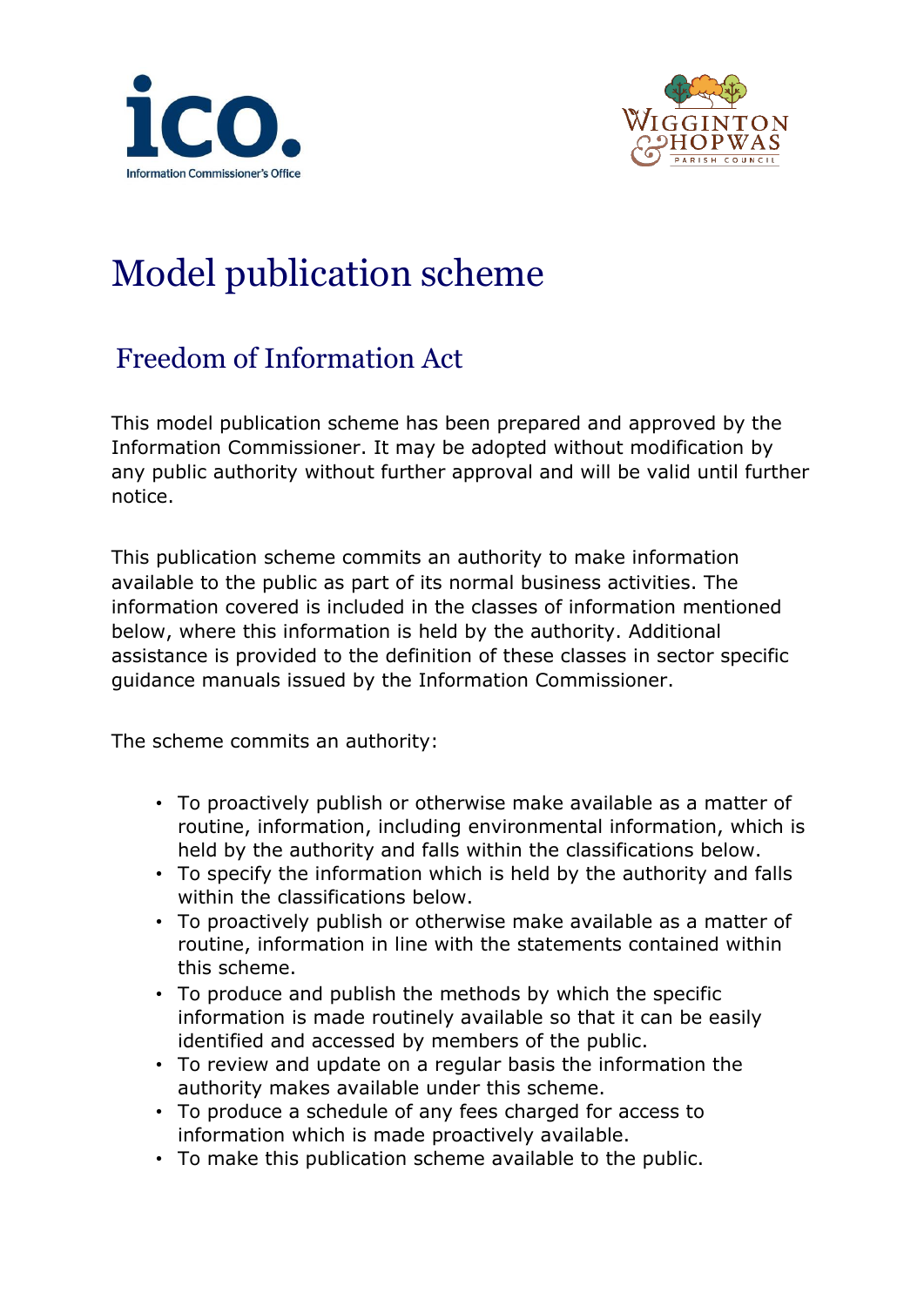# Model publication scheme

## Freedom of Information Act

This model publication scheme has been prepared and approved by the Information Commissioner. It may be adopted without modification by any public authority without further approval and will be valid until further notice.

This publication scheme commits an authority to make information available to the public as part of its normal business activities. The information covered is included in the classes of information mentioned below, where this information is held by the authority. Additional assistance is provided to the definition of these classes in sector specific guidance manuals issued by the Information Commissioner.

The scheme commits an authority:

- To proactively publish or otherwise make available as a matter of routine, information, including environmental information, which is held by the authority and falls within the classifications below.
- To specify the information which is held by the authority and falls within the classifications below.
- To proactively publish or otherwise make available as a matter of routine, information in line with the statements contained within this scheme.
- To produce and publish the methods by which the specific information is made routinely available so that it can be easily identified and accessed by members of the public.
- To review and update on a regular basis the information the authority makes available under this scheme.
- To produce a schedule of any fees charged for access to information which is made proactively available.
- To make this publication scheme available to the public.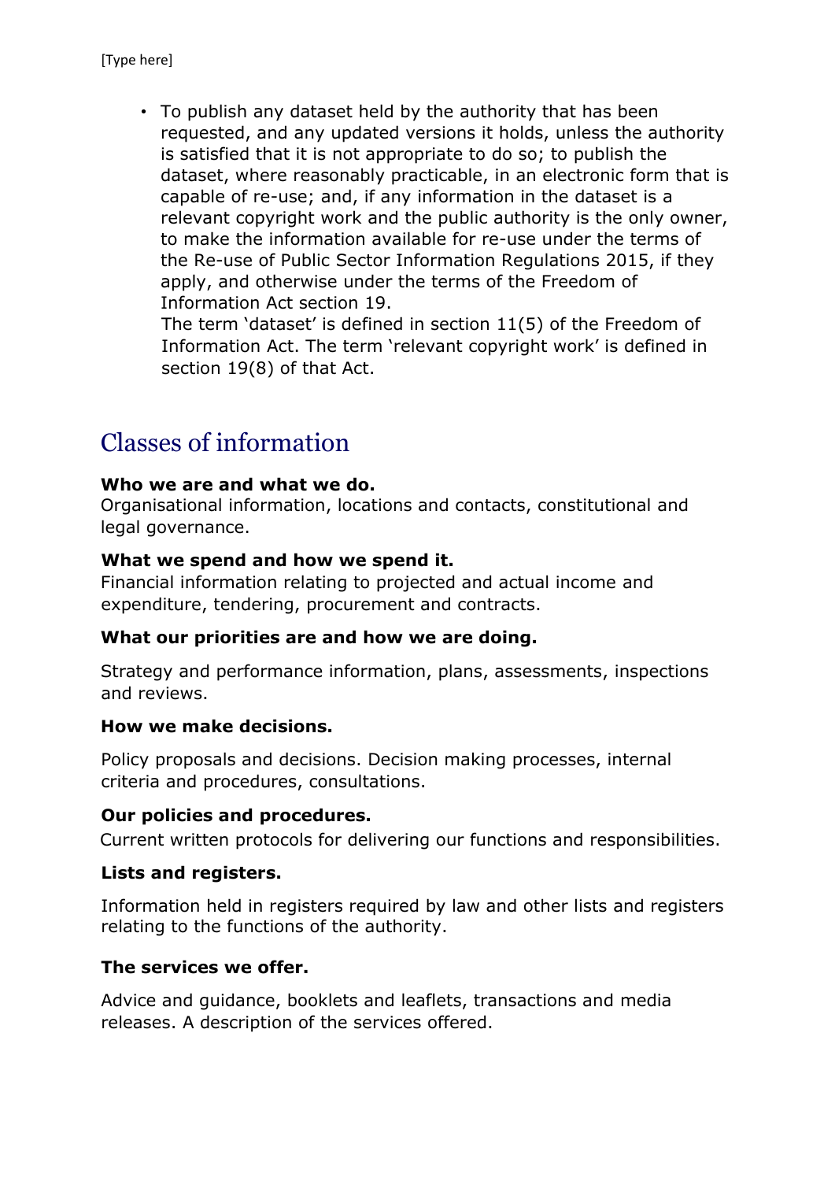- To publish any dataset held by the authority that has been requested, and any updated versions it holds, unless the authority is satisfied that it is not appropriate to do so; to publish the dataset, where reasonably practicable, in an electronic form that is capable of re-use; and, if any information in the dataset is a relevant copyright work and the public authority is the only owner, to make the information available for re-use under the terms of the Re-use of Public Sector Information Regulations 2015, if they apply, and otherwise under the terms of the Freedom of Information Act section 19.
  The term 'dataset' is defined in section 11(5) of the Freedom of Information Act. The term 'relevant copyright work' is defined in section 19(8) of that Act.

# Classes of information

**Who we are and what we do.**
Organisational information, locations and contacts, constitutional and legal governance.

**What we spend and how we spend it.**
Financial information relating to projected and actual income and expenditure, tendering, procurement and contracts.

**What our priorities are and how we are doing.**

Strategy and performance information, plans, assessments, inspections and reviews.

**How we make decisions.**

Policy proposals and decisions. Decision making processes, internal criteria and procedures, consultations.

**Our policies and procedures.**
Current written protocols for delivering our functions and responsibilities.

**Lists and registers.**

Information held in registers required by law and other lists and registers relating to the functions of the authority.

**The services we offer.**

Advice and guidance, booklets and leaflets, transactions and media releases. A description of the services offered.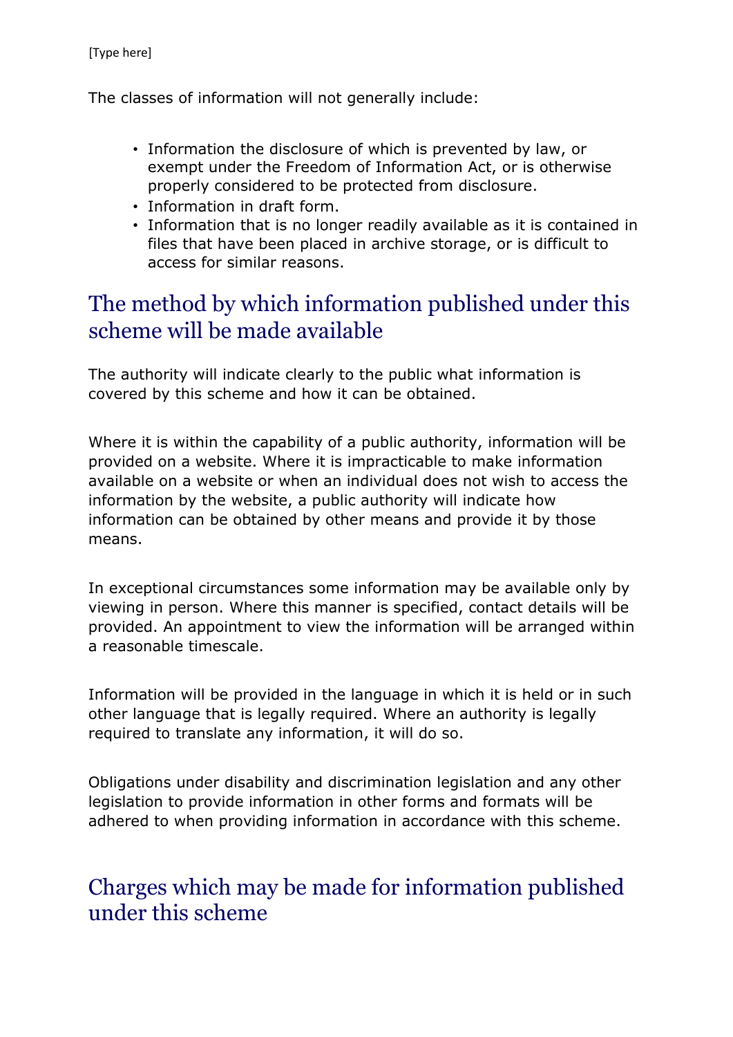The classes of information will not generally include:

- Information the disclosure of which is prevented by law, or exempt under the Freedom of Information Act, or is otherwise properly considered to be protected from disclosure.
- Information in draft form.
- Information that is no longer readily available as it is contained in files that have been placed in archive storage, or is difficult to access for similar reasons.

## The method by which information published under this scheme will be made available

The authority will indicate clearly to the public what information is covered by this scheme and how it can be obtained.

Where it is within the capability of a public authority, information will be provided on a website. Where it is impracticable to make information available on a website or when an individual does not wish to access the information by the website, a public authority will indicate how information can be obtained by other means and provide it by those means.

In exceptional circumstances some information may be available only by viewing in person. Where this manner is specified, contact details will be provided. An appointment to view the information will be arranged within a reasonable timescale.

Information will be provided in the language in which it is held or in such other language that is legally required. Where an authority is legally required to translate any information, it will do so.

Obligations under disability and discrimination legislation and any other legislation to provide information in other forms and formats will be adhered to when providing information in accordance with this scheme.

## Charges which may be made for information published under this scheme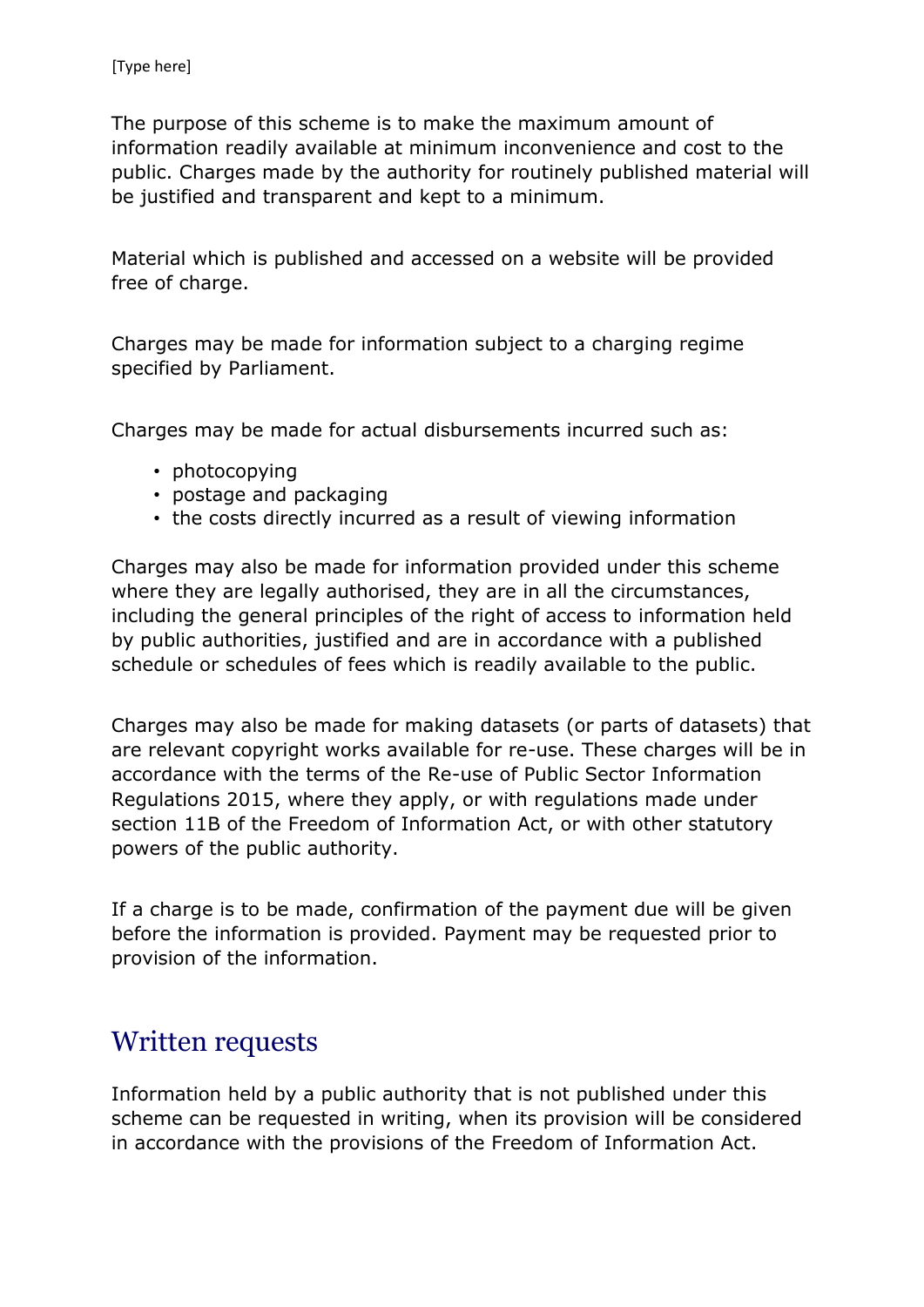The purpose of this scheme is to make the maximum amount of information readily available at minimum inconvenience and cost to the public. Charges made by the authority for routinely published material will be justified and transparent and kept to a minimum.

Material which is published and accessed on a website will be provided free of charge.

Charges may be made for information subject to a charging regime specified by Parliament.

Charges may be made for actual disbursements incurred such as:

- photocopying
- postage and packaging
- the costs directly incurred as a result of viewing information

Charges may also be made for information provided under this scheme where they are legally authorised, they are in all the circumstances, including the general principles of the right of access to information held by public authorities, justified and are in accordance with a published schedule or schedules of fees which is readily available to the public.

Charges may also be made for making datasets (or parts of datasets) that are relevant copyright works available for re-use. These charges will be in accordance with the terms of the Re-use of Public Sector Information Regulations 2015, where they apply, or with regulations made under section 11B of the Freedom of Information Act, or with other statutory powers of the public authority.

If a charge is to be made, confirmation of the payment due will be given before the information is provided. Payment may be requested prior to provision of the information.

## Written requests

Information held by a public authority that is not published under this scheme can be requested in writing, when its provision will be considered in accordance with the provisions of the Freedom of Information Act.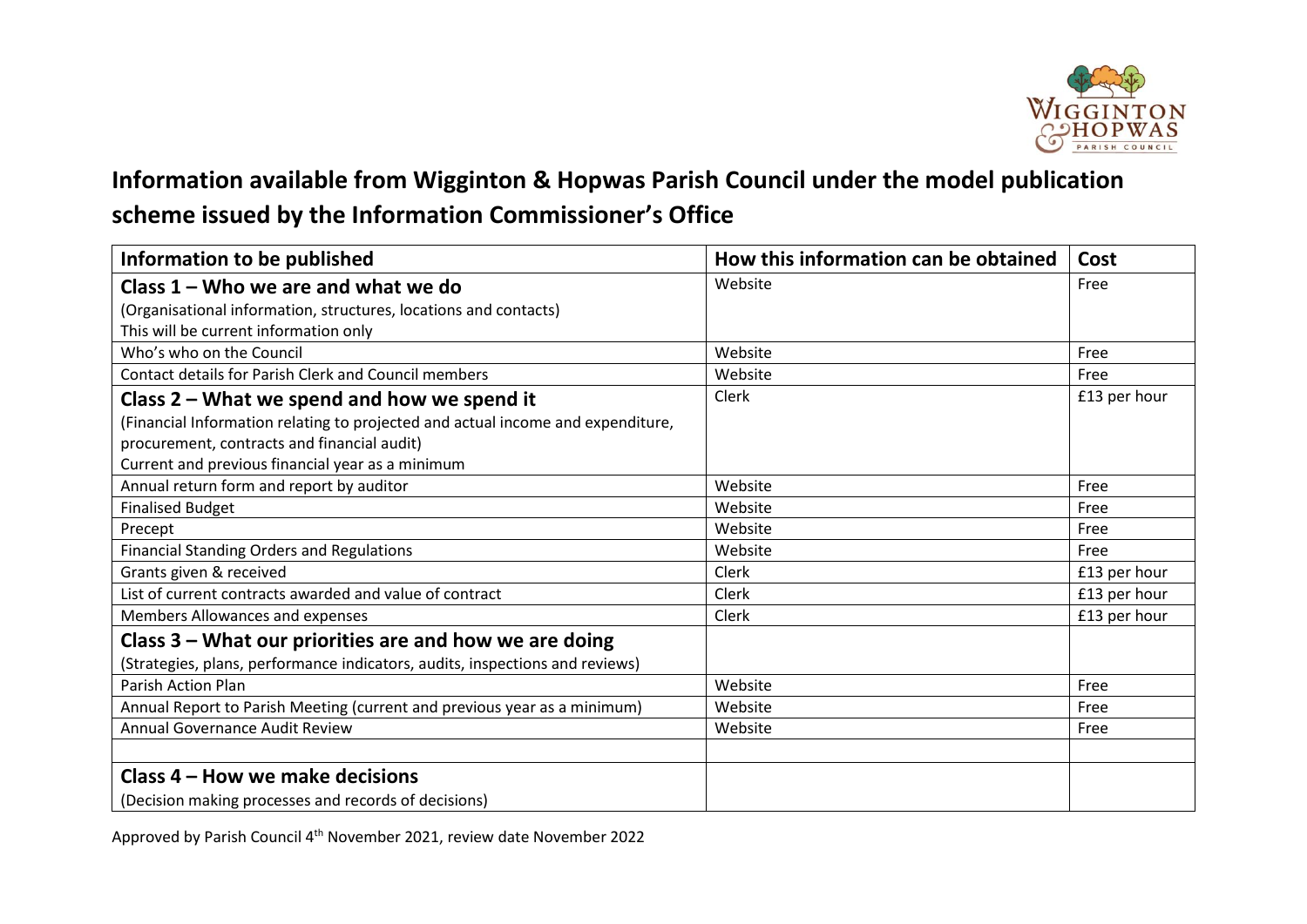# Information available from Wigginton & Hopwas Parish Council under the model publication scheme issued by the Information Commissioner's Office

| Information to be published | How this information can be obtained | Cost |
|---|---|---|
| **Class 1 – Who we are and what we do**<br>(Organisational information, structures, locations and contacts)<br>This will be current information only | Website | Free |
| Who's who on the Council | Website | Free |
| Contact details for Parish Clerk and Council members | Website | Free |
| **Class 2 – What we spend and how we spend it**<br>(Financial Information relating to projected and actual income and expenditure, procurement, contracts and financial audit)<br>Current and previous financial year as a minimum | Clerk | £13 per hour |
| Annual return form and report by auditor | Website | Free |
| Finalised Budget | Website | Free |
| Precept | Website | Free |
| Financial Standing Orders and Regulations | Website | Free |
| Grants given & received | Clerk | £13 per hour |
| List of current contracts awarded and value of contract | Clerk | £13 per hour |
| Members Allowances and expenses | Clerk | £13 per hour |
| **Class 3 – What our priorities are and how we are doing**<br>(Strategies, plans, performance indicators, audits, inspections and reviews) | | |
| Parish Action Plan | Website | Free |
| Annual Report to Parish Meeting (current and previous year as a minimum) | Website | Free |
| Annual Governance Audit Review | Website | Free |
| | | |
| **Class 4 – How we make decisions**<br>(Decision making processes and records of decisions) | | |

Approved by Parish Council 4th November 2021, review date November 2022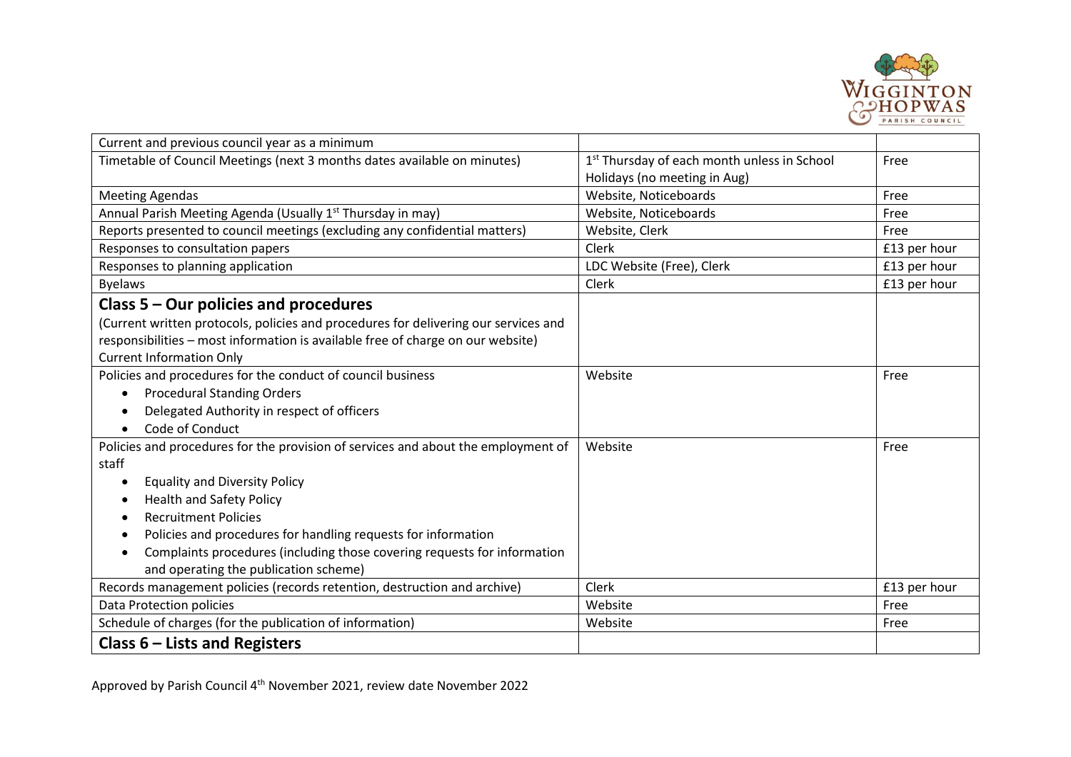| | | |
|---|---|---|
| Current and previous council year as a minimum | | |
| Timetable of Council Meetings (next 3 months dates available on minutes) | 1st Thursday of each month unless in School Holidays (no meeting in Aug) | Free |
| Meeting Agendas | Website, Noticeboards | Free |
| Annual Parish Meeting Agenda (Usually 1st Thursday in may) | Website, Noticeboards | Free |
| Reports presented to council meetings (excluding any confidential matters) | Website, Clerk | Free |
| Responses to consultation papers | Clerk | £13 per hour |
| Responses to planning application | LDC Website (Free), Clerk | £13 per hour |
| Byelaws | Clerk | £13 per hour |
| **Class 5 – Our policies and procedures**<br>(Current written protocols, policies and procedures for delivering our services and responsibilities – most information is available free of charge on our website)<br>Current Information Only | | |
| Policies and procedures for the conduct of council business<br>• Procedural Standing Orders<br>• Delegated Authority in respect of officers<br>• Code of Conduct | Website | Free |
| Policies and procedures for the provision of services and about the employment of staff<br>• Equality and Diversity Policy<br>• Health and Safety Policy<br>• Recruitment Policies<br>• Policies and procedures for handling requests for information<br>• Complaints procedures (including those covering requests for information and operating the publication scheme) | Website | Free |
| Records management policies (records retention, destruction and archive) | Clerk | £13 per hour |
| Data Protection policies | Website | Free |
| Schedule of charges (for the publication of information) | Website | Free |
| **Class 6 – Lists and Registers** | | |

Approved by Parish Council 4th November 2021, review date November 2022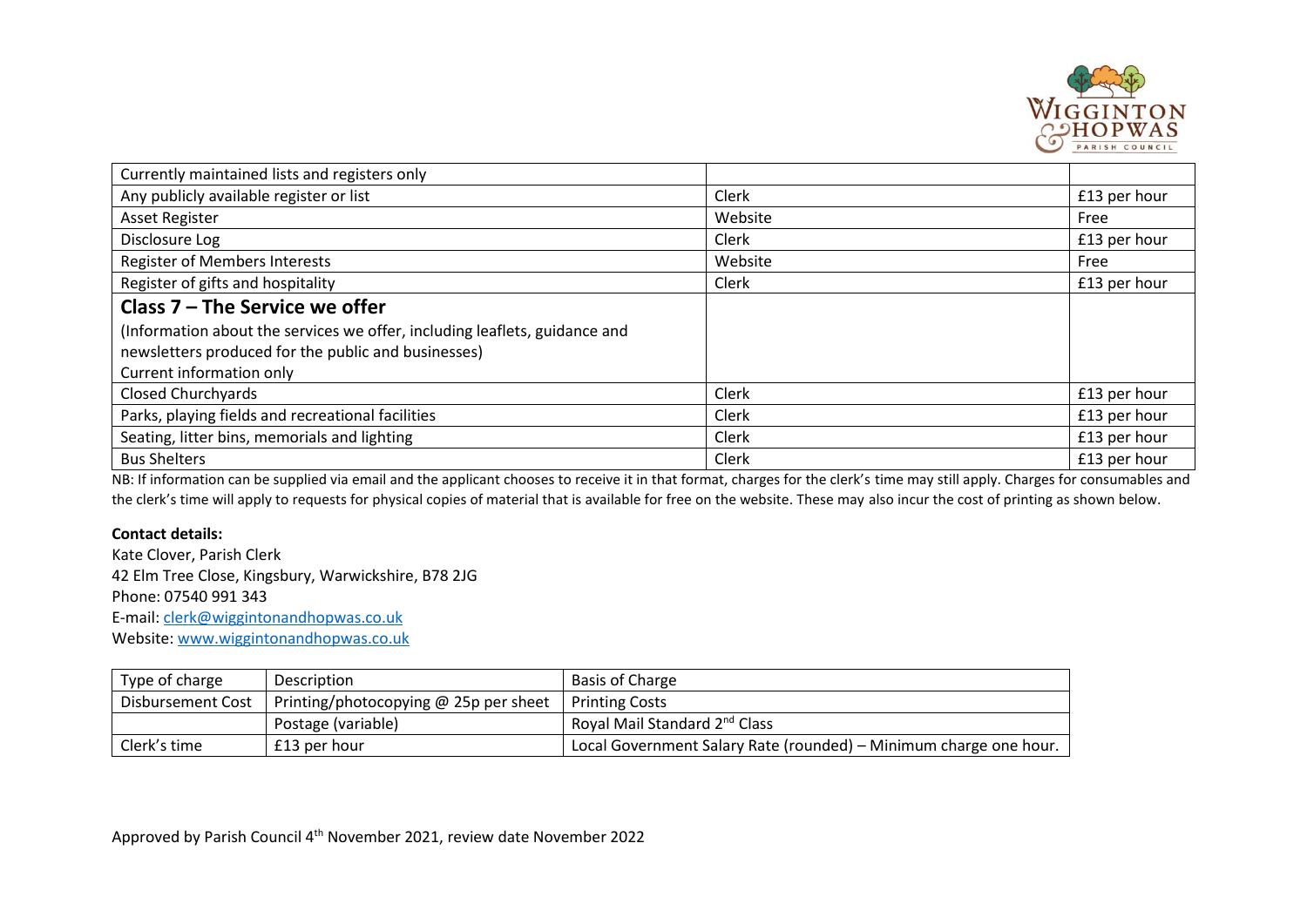| | | |
|---|---|---|
| Currently maintained lists and registers only | | |
| Any publicly available register or list | Clerk | £13 per hour |
| Asset Register | Website | Free |
| Disclosure Log | Clerk | £13 per hour |
| Register of Members Interests | Website | Free |
| Register of gifts and hospitality | Clerk | £13 per hour |
| **Class 7 – The Service we offer**<br>(Information about the services we offer, including leaflets, guidance and newsletters produced for the public and businesses)<br>Current information only | | |
| Closed Churchyards | Clerk | £13 per hour |
| Parks, playing fields and recreational facilities | Clerk | £13 per hour |
| Seating, litter bins, memorials and lighting | Clerk | £13 per hour |
| Bus Shelters | Clerk | £13 per hour |

NB: If information can be supplied via email and the applicant chooses to receive it in that format, charges for the clerk's time may still apply. Charges for consumables and the clerk's time will apply to requests for physical copies of material that is available for free on the website. These may also incur the cost of printing as shown below.

**Contact details:**

Kate Clover, Parish Clerk
42 Elm Tree Close, Kingsbury, Warwickshire, B78 2JG
Phone: 07540 991 343
E-mail: clerk@wiggintonandhopwas.co.uk
Website: www.wiggintonandhopwas.co.uk

| Type of charge | Description | Basis of Charge |
|---|---|---|
| Disbursement Cost | Printing/photocopying @ 25p per sheet | Printing Costs |
| | Postage (variable) | Royal Mail Standard 2nd Class |
| Clerk's time | £13 per hour | Local Government Salary Rate (rounded) – Minimum charge one hour. |

Approved by Parish Council 4th November 2021, review date November 2022